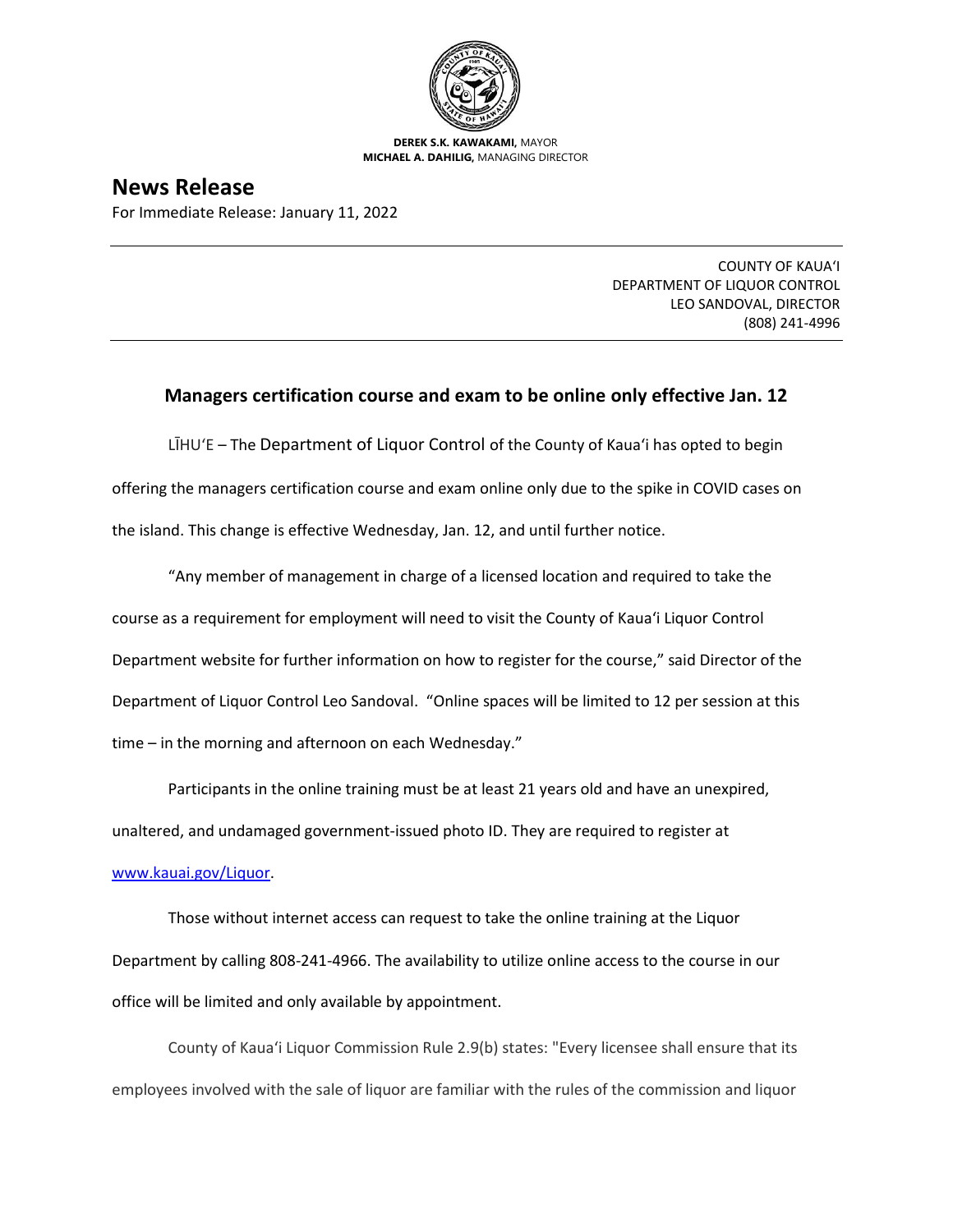**DEREK S.K. KAWAKAMI,** MAYOR
**MICHAEL A. DAHILIG,** MANAGING DIRECTOR

# News Release

For Immediate Release: January 11, 2022

COUNTY OF KAUAʻI
DEPARTMENT OF LIQUOR CONTROL
LEO SANDOVAL, DIRECTOR
(808) 241-4996

## Managers certification course and exam to be online only effective Jan. 12

LĪHUʻE – The Department of Liquor Control of the County of Kauaʻi has opted to begin offering the managers certification course and exam online only due to the spike in COVID cases on the island. This change is effective Wednesday, Jan. 12, and until further notice.

"Any member of management in charge of a licensed location and required to take the course as a requirement for employment will need to visit the County of Kauaʻi Liquor Control Department website for further information on how to register for the course," said Director of the Department of Liquor Control Leo Sandoval. "Online spaces will be limited to 12 per session at this time – in the morning and afternoon on each Wednesday."

Participants in the online training must be at least 21 years old and have an unexpired, unaltered, and undamaged government-issued photo ID. They are required to register at www.kauai.gov/Liquor.

Those without internet access can request to take the online training at the Liquor Department by calling 808-241-4966. The availability to utilize online access to the course in our office will be limited and only available by appointment.

County of Kauaʻi Liquor Commission Rule 2.9(b) states: "Every licensee shall ensure that its employees involved with the sale of liquor are familiar with the rules of the commission and liquor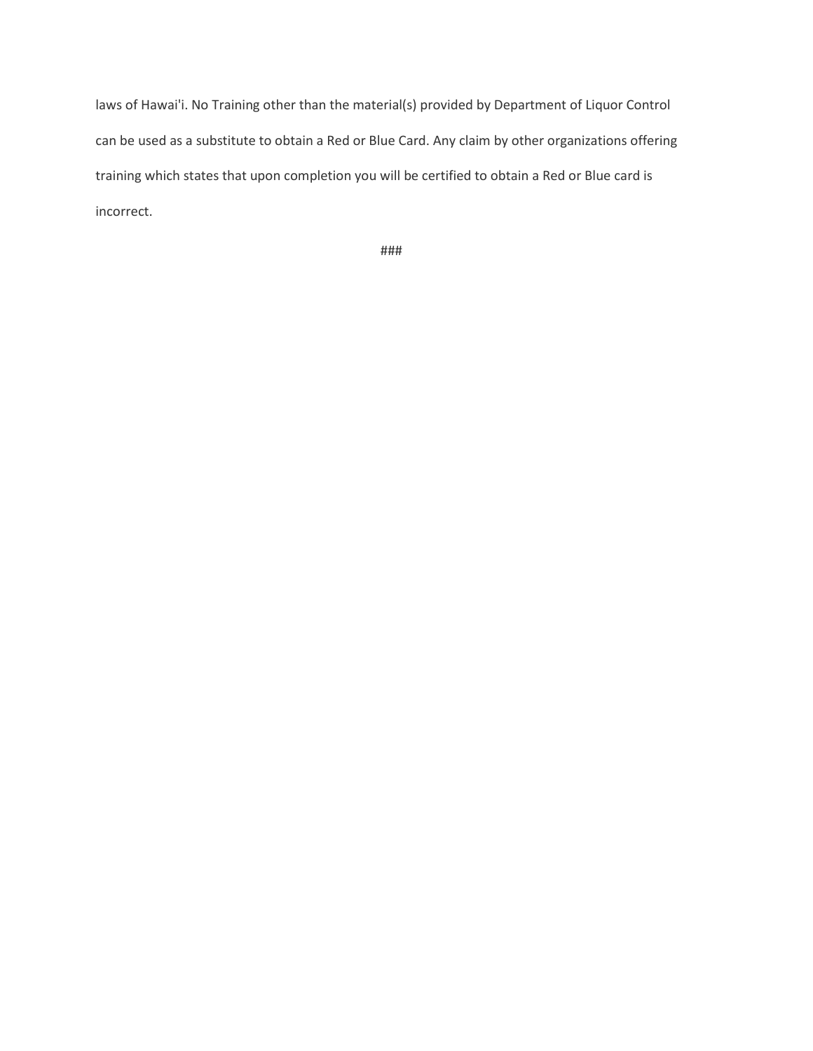laws of Hawai'i. No Training other than the material(s) provided by Department of Liquor Control can be used as a substitute to obtain a Red or Blue Card. Any claim by other organizations offering training which states that upon completion you will be certified to obtain a Red or Blue card is incorrect.

###